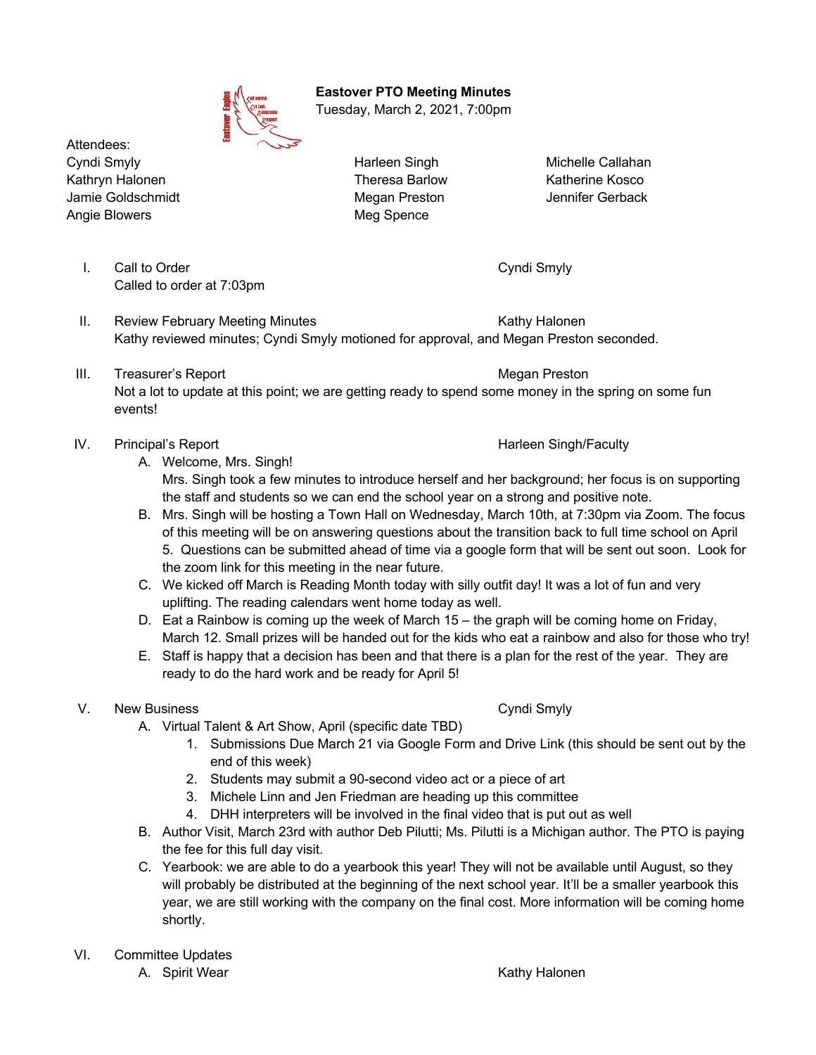# Eastover PTO Meeting Minutes

Tuesday, March 2, 2021, 7:00pm

Attendees:

| | | |
|---|---|---|
| Cyndi Smyly | Harleen Singh | Michelle Callahan |
| Kathryn Halonen | Theresa Barlow | Katherine Kosco |
| Jamie Goldschmidt | Megan Preston | Jennifer Gerback |
| Angie Blowers | Meg Spence | |

I. Call to Order — Cyndi Smyly
Called to order at 7:03pm

II. Review February Meeting Minutes — Kathy Halonen
Kathy reviewed minutes; Cyndi Smyly motioned for approval, and Megan Preston seconded.

III. Treasurer's Report — Megan Preston
Not a lot to update at this point; we are getting ready to spend some money in the spring on some fun events!

IV. Principal's Report — Harleen Singh/Faculty

A. Welcome, Mrs. Singh!
Mrs. Singh took a few minutes to introduce herself and her background; her focus is on supporting the staff and students so we can end the school year on a strong and positive note.

B. Mrs. Singh will be hosting a Town Hall on Wednesday, March 10th, at 7:30pm via Zoom. The focus of this meeting will be on answering questions about the transition back to full time school on April 5. Questions can be submitted ahead of time via a google form that will be sent out soon. Look for the zoom link for this meeting in the near future.

C. We kicked off March is Reading Month today with silly outfit day! It was a lot of fun and very uplifting. The reading calendars went home today as well.

D. Eat a Rainbow is coming up the week of March 15 – the graph will be coming home on Friday, March 12. Small prizes will be handed out for the kids who eat a rainbow and also for those who try!

E. Staff is happy that a decision has been and that there is a plan for the rest of the year. They are ready to do the hard work and be ready for April 5!

V. New Business — Cyndi Smyly

A. Virtual Talent & Art Show, April (specific date TBD)
1. Submissions Due March 21 via Google Form and Drive Link (this should be sent out by the end of this week)
2. Students may submit a 90-second video act or a piece of art
3. Michele Linn and Jen Friedman are heading up this committee
4. DHH interpreters will be involved in the final video that is put out as well

B. Author Visit, March 23rd with author Deb Pilutti; Ms. Pilutti is a Michigan author. The PTO is paying the fee for this full day visit.

C. Yearbook: we are able to do a yearbook this year! They will not be available until August, so they will probably be distributed at the beginning of the next school year. It'll be a smaller yearbook this year, we are still working with the company on the final cost. More information will be coming home shortly.

VI. Committee Updates

A. Spirit Wear — Kathy Halonen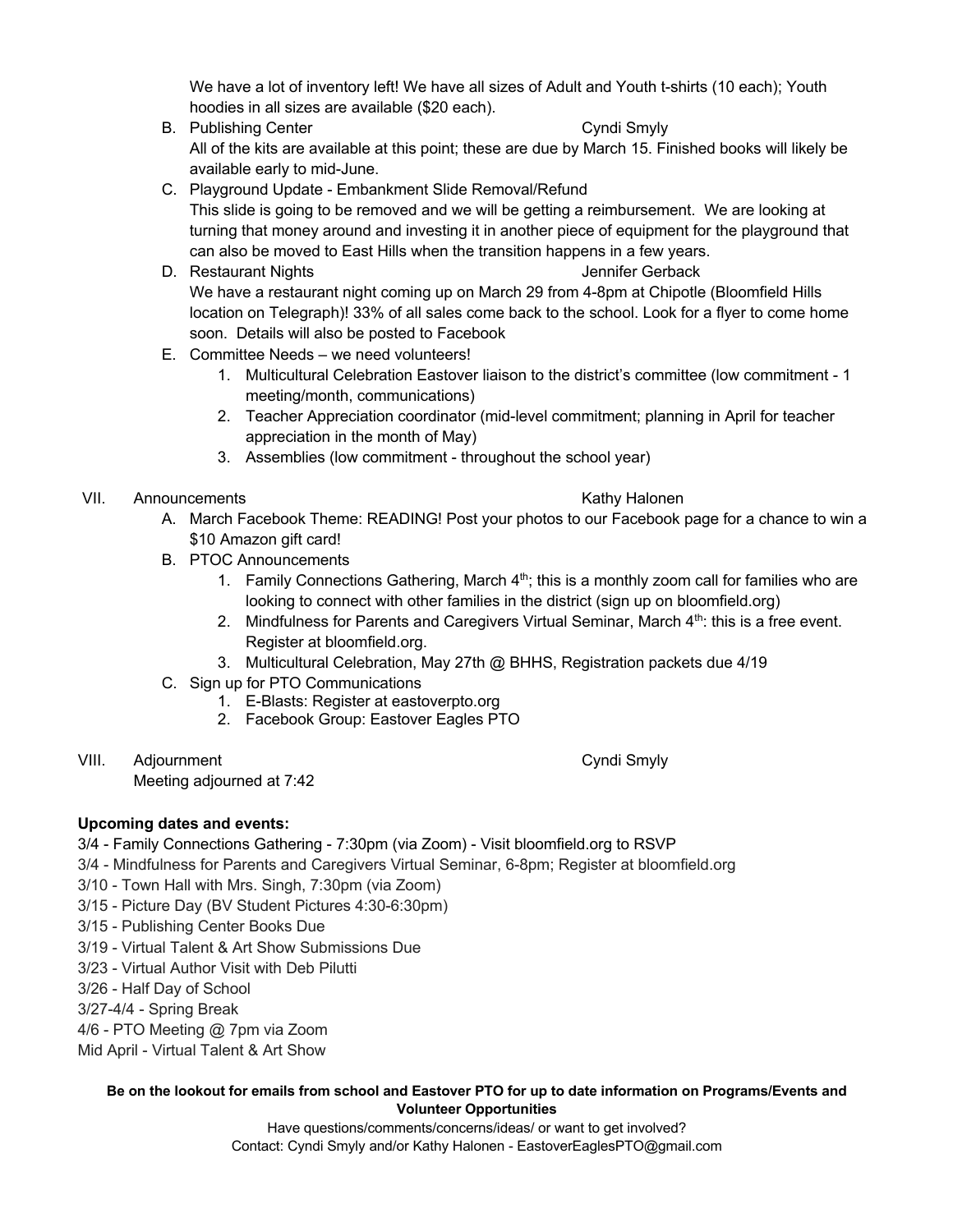We have a lot of inventory left! We have all sizes of Adult and Youth t-shirts (10 each); Youth hoodies in all sizes are available ($20 each).

B. Publishing Center — Cyndi Smyly

All of the kits are available at this point; these are due by March 15. Finished books will likely be available early to mid-June.

C. Playground Update - Embankment Slide Removal/Refund

This slide is going to be removed and we will be getting a reimbursement. We are looking at turning that money around and investing it in another piece of equipment for the playground that can also be moved to East Hills when the transition happens in a few years.

D. Restaurant Nights — Jennifer Gerback

We have a restaurant night coming up on March 29 from 4-8pm at Chipotle (Bloomfield Hills location on Telegraph)! 33% of all sales come back to the school. Look for a flyer to come home soon. Details will also be posted to Facebook

E. Committee Needs – we need volunteers!

1. Multicultural Celebration Eastover liaison to the district's committee (low commitment - 1 meeting/month, communications)
2. Teacher Appreciation coordinator (mid-level commitment; planning in April for teacher appreciation in the month of May)
3. Assemblies (low commitment - throughout the school year)

VII. Announcements — Kathy Halonen

A. March Facebook Theme: READING! Post your photos to our Facebook page for a chance to win a $10 Amazon gift card!

B. PTOC Announcements

1. Family Connections Gathering, March 4th; this is a monthly zoom call for families who are looking to connect with other families in the district (sign up on bloomfield.org)
2. Mindfulness for Parents and Caregivers Virtual Seminar, March 4th: this is a free event. Register at bloomfield.org.
3. Multicultural Celebration, May 27th @ BHHS, Registration packets due 4/19

C. Sign up for PTO Communications

1. E-Blasts: Register at eastoverpto.org
2. Facebook Group: Eastover Eagles PTO

VIII. Adjournment — Cyndi Smyly

Meeting adjourned at 7:42

**Upcoming dates and events:**

3/4 - Family Connections Gathering - 7:30pm (via Zoom) - Visit bloomfield.org to RSVP
3/4 - Mindfulness for Parents and Caregivers Virtual Seminar, 6-8pm; Register at bloomfield.org
3/10 - Town Hall with Mrs. Singh, 7:30pm (via Zoom)
3/15 - Picture Day (BV Student Pictures 4:30-6:30pm)
3/15 - Publishing Center Books Due
3/19 - Virtual Talent & Art Show Submissions Due
3/23 - Virtual Author Visit with Deb Pilutti
3/26 - Half Day of School
3/27-4/4 - Spring Break
4/6 - PTO Meeting @ 7pm via Zoom
Mid April - Virtual Talent & Art Show

**Be on the lookout for emails from school and Eastover PTO for up to date information on Programs/Events and Volunteer Opportunities**

Have questions/comments/concerns/ideas/ or want to get involved?
Contact: Cyndi Smyly and/or Kathy Halonen - EastoverEaglesPTO@gmail.com